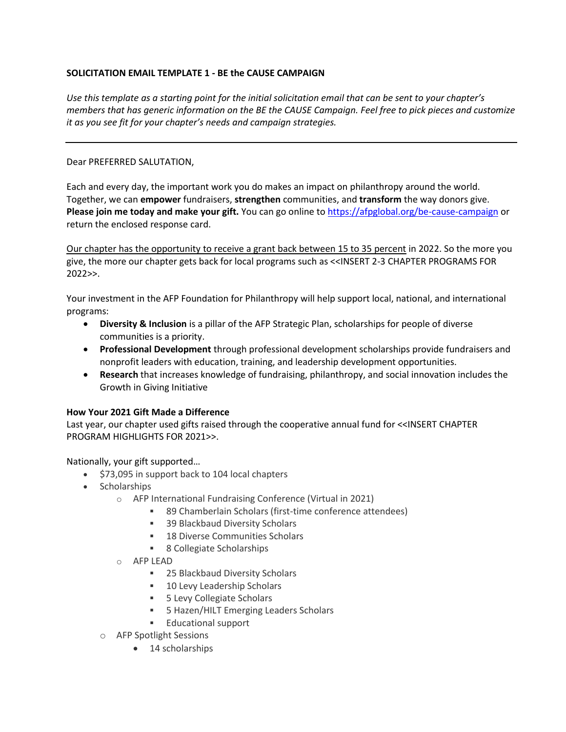**SOLICITATION EMAIL TEMPLATE 1 - BE the CAUSE CAMPAIGN**

*Use this template as a starting point for the initial solicitation email that can be sent to your chapter's members that has generic information on the BE the CAUSE Campaign. Feel free to pick pieces and customize it as you see fit for your chapter's needs and campaign strategies.*

---

Dear PREFERRED SALUTATION,

Each and every day, the important work you do makes an impact on philanthropy around the world. Together, we can **empower** fundraisers, **strengthen** communities, and **transform** the way donors give. **Please join me today and make your gift.** You can go online to https://afpglobal.org/be-cause-campaign or return the enclosed response card.

<u>Our chapter has the opportunity to receive a grant back between 15 to 35 percent</u> in 2022. So the more you give, the more our chapter gets back for local programs such as <<INSERT 2-3 CHAPTER PROGRAMS FOR 2022>>.

Your investment in the AFP Foundation for Philanthropy will help support local, national, and international programs:

- **Diversity & Inclusion** is a pillar of the AFP Strategic Plan, scholarships for people of diverse communities is a priority.
- **Professional Development** through professional development scholarships provide fundraisers and nonprofit leaders with education, training, and leadership development opportunities.
- **Research** that increases knowledge of fundraising, philanthropy, and social innovation includes the Growth in Giving Initiative

**How Your 2021 Gift Made a Difference**
Last year, our chapter used gifts raised through the cooperative annual fund for <<INSERT CHAPTER PROGRAM HIGHLIGHTS FOR 2021>>.

Nationally, your gift supported…

- $73,095 in support back to 104 local chapters
- Scholarships
  - AFP International Fundraising Conference (Virtual in 2021)
    - 89 Chamberlain Scholars (first-time conference attendees)
    - 39 Blackbaud Diversity Scholars
    - 18 Diverse Communities Scholars
    - 8 Collegiate Scholarships
  - AFP LEAD
    - 25 Blackbaud Diversity Scholars
    - 10 Levy Leadership Scholars
    - 5 Levy Collegiate Scholars
    - 5 Hazen/HILT Emerging Leaders Scholars
    - Educational support
  - AFP Spotlight Sessions
    - 14 scholarships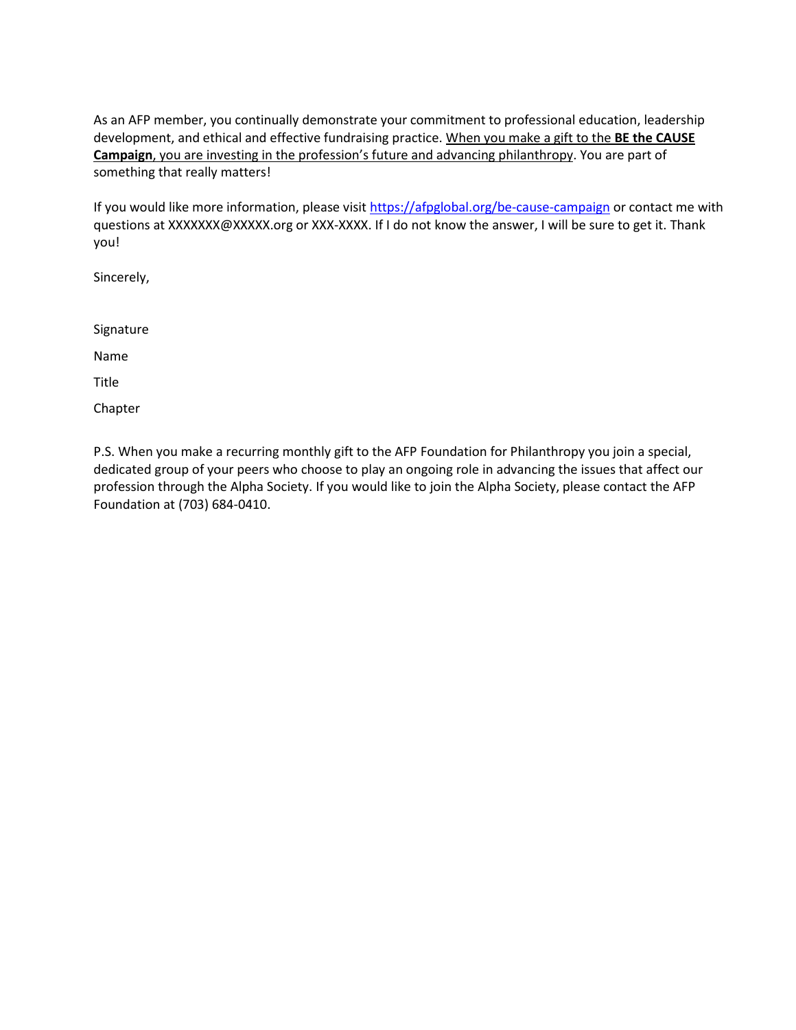As an AFP member, you continually demonstrate your commitment to professional education, leadership development, and ethical and effective fundraising practice. <u>When you make a gift to the **BE the CAUSE Campaign**, you are investing in the profession's future and advancing philanthropy</u>. You are part of something that really matters!

If you would like more information, please visit [https://afpglobal.org/be-cause-campaign](https://afpglobal.org/be-cause-campaign) or contact me with questions at XXXXXXX@XXXXX.org or XXX-XXXX. If I do not know the answer, I will be sure to get it. Thank you!

Sincerely,

Signature

Name

Title

Chapter

P.S. When you make a recurring monthly gift to the AFP Foundation for Philanthropy you join a special, dedicated group of your peers who choose to play an ongoing role in advancing the issues that affect our profession through the Alpha Society. If you would like to join the Alpha Society, please contact the AFP Foundation at (703) 684-0410.